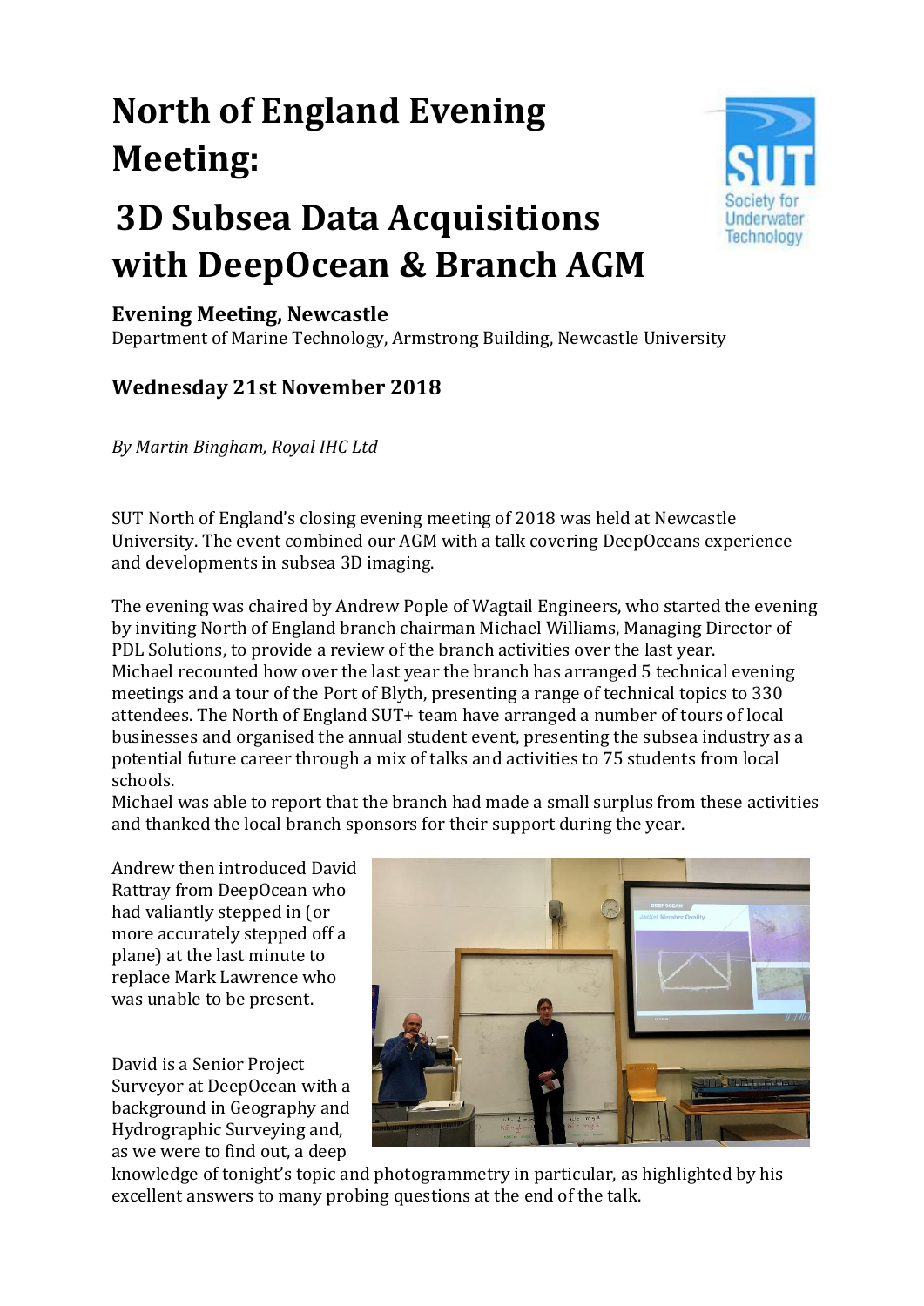# North of England Evening Meeting:

# 3D Subsea Data Acquisitions with DeepOcean & Branch AGM

### Evening Meeting, Newcastle

Department of Marine Technology, Armstrong Building, Newcastle University

### Wednesday 21st November 2018

*By Martin Bingham, Royal IHC Ltd*

SUT North of England's closing evening meeting of 2018 was held at Newcastle University. The event combined our AGM with a talk covering DeepOceans experience and developments in subsea 3D imaging.

The evening was chaired by Andrew Pople of Wagtail Engineers, who started the evening by inviting North of England branch chairman Michael Williams, Managing Director of PDL Solutions, to provide a review of the branch activities over the last year.
Michael recounted how over the last year the branch has arranged 5 technical evening meetings and a tour of the Port of Blyth, presenting a range of technical topics to 330 attendees. The North of England SUT+ team have arranged a number of tours of local businesses and organised the annual student event, presenting the subsea industry as a potential future career through a mix of talks and activities to 75 students from local schools.
Michael was able to report that the branch had made a small surplus from these activities and thanked the local branch sponsors for their support during the year.

Andrew then introduced David Rattray from DeepOcean who had valiantly stepped in (or more accurately stepped off a plane) at the last minute to replace Mark Lawrence who was unable to be present.

David is a Senior Project Surveyor at DeepOcean with a background in Geography and Hydrographic Surveying and, as we were to find out, a deep knowledge of tonight's topic and photogrammetry in particular, as highlighted by his excellent answers to many probing questions at the end of the talk.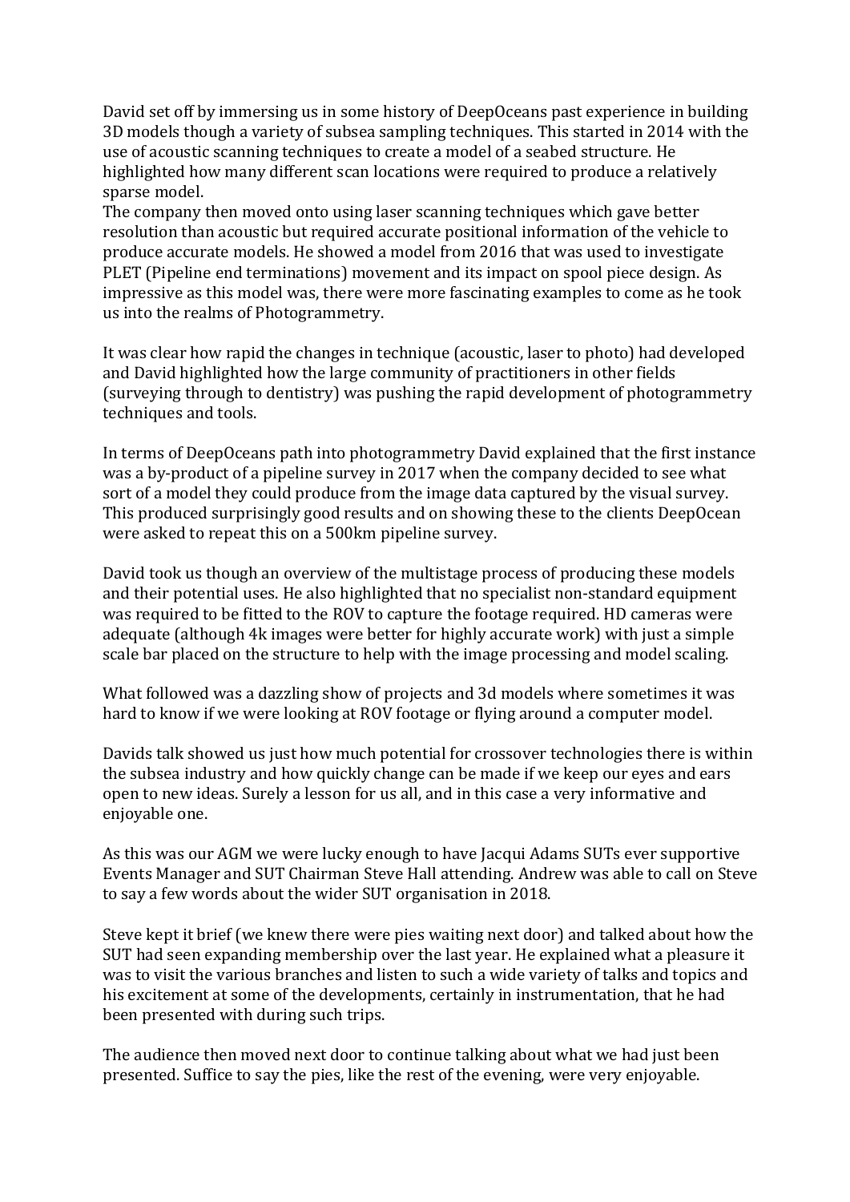David set off by immersing us in some history of DeepOceans past experience in building 3D models though a variety of subsea sampling techniques. This started in 2014 with the use of acoustic scanning techniques to create a model of a seabed structure. He highlighted how many different scan locations were required to produce a relatively sparse model.
The company then moved onto using laser scanning techniques which gave better resolution than acoustic but required accurate positional information of the vehicle to produce accurate models. He showed a model from 2016 that was used to investigate PLET (Pipeline end terminations) movement and its impact on spool piece design. As impressive as this model was, there were more fascinating examples to come as he took us into the realms of Photogrammetry.

It was clear how rapid the changes in technique (acoustic, laser to photo) had developed and David highlighted how the large community of practitioners in other fields (surveying through to dentistry) was pushing the rapid development of photogrammetry techniques and tools.

In terms of DeepOceans path into photogrammetry David explained that the first instance was a by-product of a pipeline survey in 2017 when the company decided to see what sort of a model they could produce from the image data captured by the visual survey. This produced surprisingly good results and on showing these to the clients DeepOcean were asked to repeat this on a 500km pipeline survey.

David took us though an overview of the multistage process of producing these models and their potential uses. He also highlighted that no specialist non-standard equipment was required to be fitted to the ROV to capture the footage required. HD cameras were adequate (although 4k images were better for highly accurate work) with just a simple scale bar placed on the structure to help with the image processing and model scaling.

What followed was a dazzling show of projects and 3d models where sometimes it was hard to know if we were looking at ROV footage or flying around a computer model.

Davids talk showed us just how much potential for crossover technologies there is within the subsea industry and how quickly change can be made if we keep our eyes and ears open to new ideas. Surely a lesson for us all, and in this case a very informative and enjoyable one.

As this was our AGM we were lucky enough to have Jacqui Adams SUTs ever supportive Events Manager and SUT Chairman Steve Hall attending. Andrew was able to call on Steve to say a few words about the wider SUT organisation in 2018.

Steve kept it brief (we knew there were pies waiting next door) and talked about how the SUT had seen expanding membership over the last year. He explained what a pleasure it was to visit the various branches and listen to such a wide variety of talks and topics and his excitement at some of the developments, certainly in instrumentation, that he had been presented with during such trips.

The audience then moved next door to continue talking about what we had just been presented. Suffice to say the pies, like the rest of the evening, were very enjoyable.